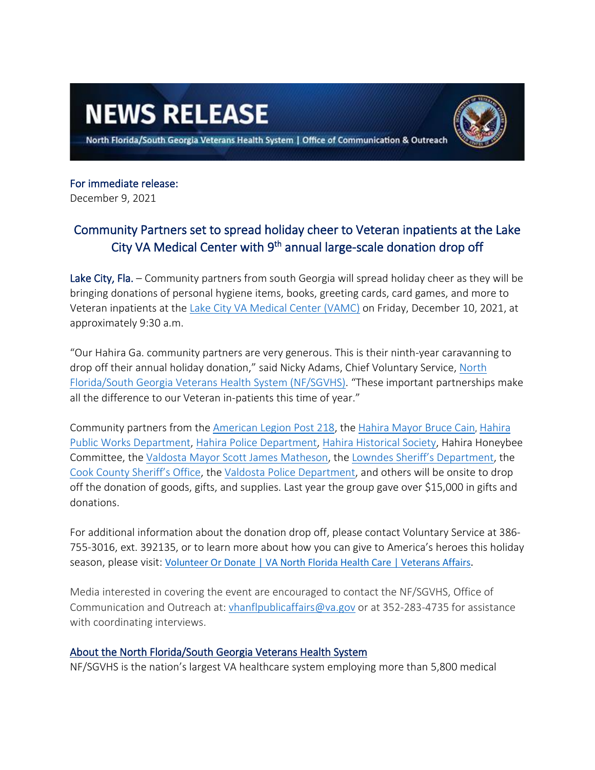# NEWS RELEASE

North Florida/South Georgia Veterans Health System | Office of Communication & Outreach

For immediate release:
December 9, 2021

## Community Partners set to spread holiday cheer to Veteran inpatients at the Lake City VA Medical Center with 9th annual large-scale donation drop off

Lake City, Fla. – Community partners from south Georgia will spread holiday cheer as they will be bringing donations of personal hygiene items, books, greeting cards, card games, and more to Veteran inpatients at the Lake City VA Medical Center (VAMC) on Friday, December 10, 2021, at approximately 9:30 a.m.

"Our Hahira Ga. community partners are very generous. This is their ninth-year caravanning to drop off their annual holiday donation," said Nicky Adams, Chief Voluntary Service, North Florida/South Georgia Veterans Health System (NF/SGVHS). "These important partnerships make all the difference to our Veteran in-patients this time of year."

Community partners from the American Legion Post 218, the Hahira Mayor Bruce Cain, Hahira Public Works Department, Hahira Police Department, Hahira Historical Society, Hahira Honeybee Committee, the Valdosta Mayor Scott James Matheson, the Lowndes Sheriff's Department, the Cook County Sheriff's Office, the Valdosta Police Department, and others will be onsite to drop off the donation of goods, gifts, and supplies. Last year the group gave over $15,000 in gifts and donations.

For additional information about the donation drop off, please contact Voluntary Service at 386-755-3016, ext. 392135, or to learn more about how you can give to America's heroes this holiday season, please visit: Volunteer Or Donate | VA North Florida Health Care | Veterans Affairs.

Media interested in covering the event are encouraged to contact the NF/SGVHS, Office of Communication and Outreach at: vhanflpublicaffairs@va.gov or at 352-283-4735 for assistance with coordinating interviews.

### About the North Florida/South Georgia Veterans Health System

NF/SGVHS is the nation's largest VA healthcare system employing more than 5,800 medical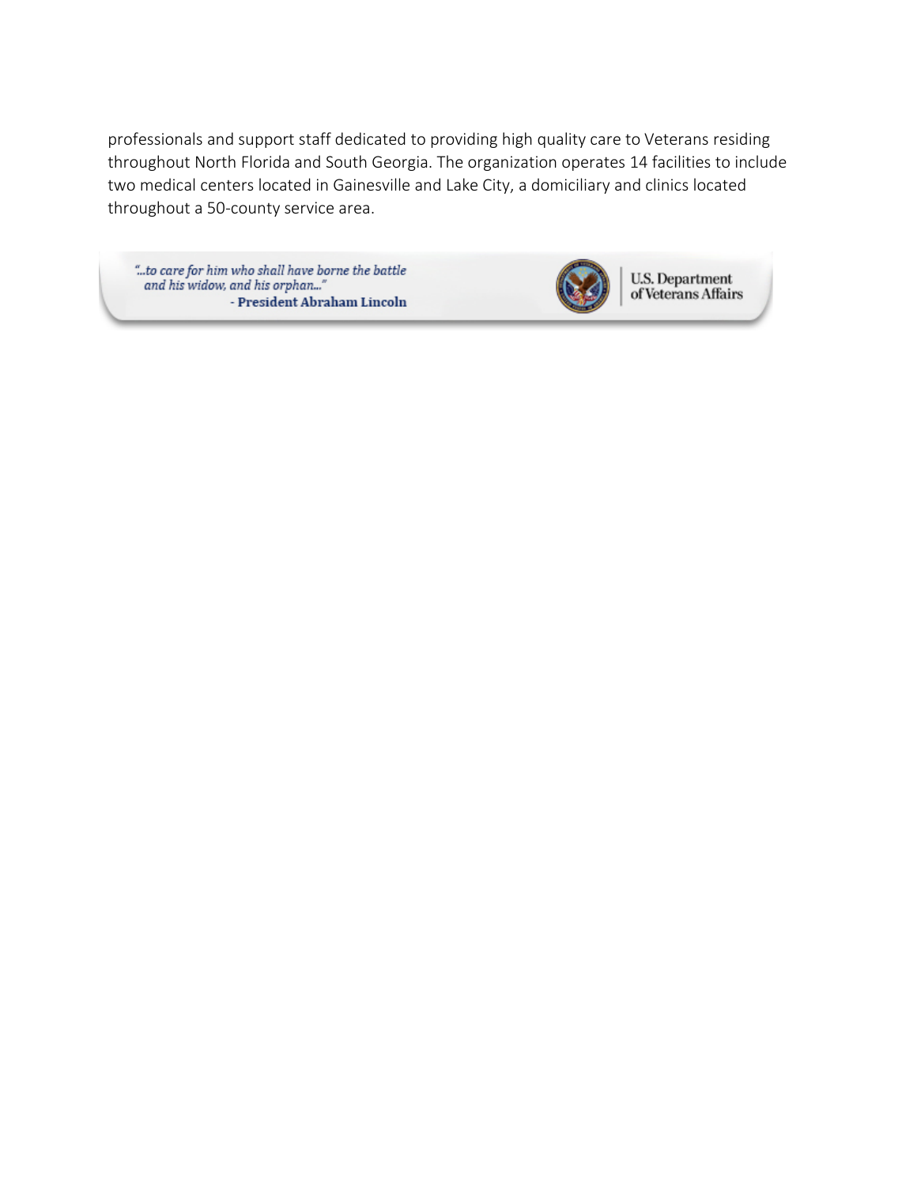professionals and support staff dedicated to providing high quality care to Veterans residing throughout North Florida and South Georgia. The organization operates 14 facilities to include two medical centers located in Gainesville and Lake City, a domiciliary and clinics located throughout a 50-county service area.

*"...to care for him who shall have borne the battle and his widow, and his orphan..."*
**- President Abraham Lincoln**

U.S. Department of Veterans Affairs